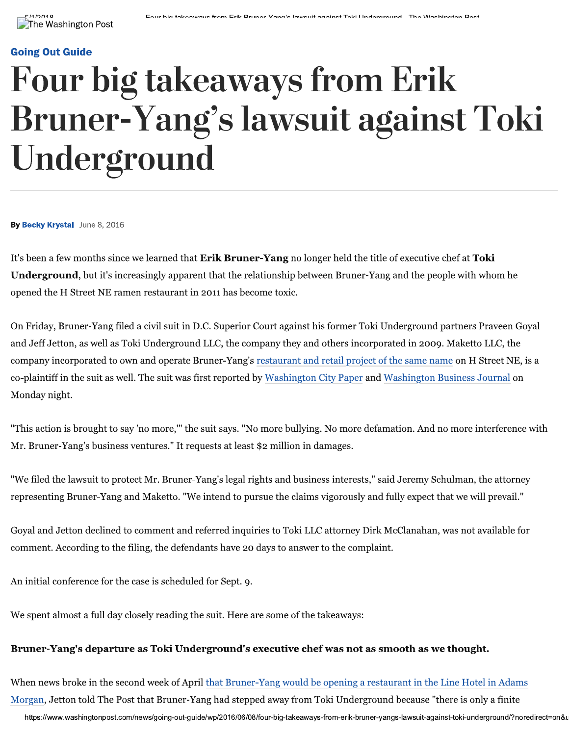Going Out Guide

# Four big takeaways from Erik Bruner-Yang's lawsuit against Toki Underground

By Becky Krystal June 8, 2016

It's been a few months since we learned that **Erik Bruner-Yang** no longer held the title of executive chef at **Toki Underground**, but it's increasingly apparent that the relationship between Bruner-Yang and the people with whom he opened the H Street NE ramen restaurant in 2011 has become toxic.

On Friday, Bruner-Yang filed a civil suit in D.C. Superior Court against his former Toki Underground partners Praveen Goyal and Jeff Jetton, as well as Toki Underground LLC, the company they and others incorporated in 2009. Maketto LLC, the company incorporated to own and operate Bruner-Yang's restaurant and retail project of the same name on H Street NE, is a co-plaintiff in the suit as well. The suit was first reported by Washington City Paper and Washington Business Journal on Monday night.

"This action is brought to say 'no more,'" the suit says. "No more bullying. No more defamation. And no more interference with Mr. Bruner-Yang's business ventures." It requests at least $2 million in damages.

"We filed the lawsuit to protect Mr. Bruner-Yang's legal rights and business interests," said Jeremy Schulman, the attorney representing Bruner-Yang and Maketto. "We intend to pursue the claims vigorously and fully expect that we will prevail."

Goyal and Jetton declined to comment and referred inquiries to Toki LLC attorney Dirk McClanahan, was not available for comment. According to the filing, the defendants have 20 days to answer to the complaint.

An initial conference for the case is scheduled for Sept. 9.

We spent almost a full day closely reading the suit. Here are some of the takeaways:

**Bruner-Yang's departure as Toki Underground's executive chef was not as smooth as we thought.**

When news broke in the second week of April that Bruner-Yang would be opening a restaurant in the Line Hotel in Adams Morgan, Jetton told The Post that Bruner-Yang had stepped away from Toki Underground because "there is only a finite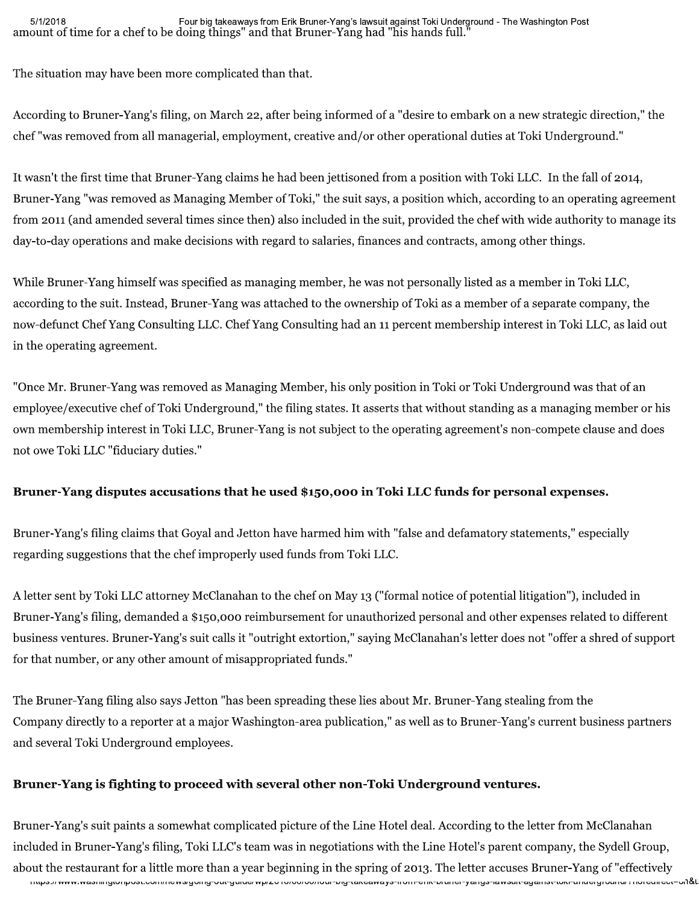amount of time for a chef to be doing things" and that Bruner-Yang had "his hands full."

The situation may have been more complicated than that.

According to Bruner-Yang's filing, on March 22, after being informed of a "desire to embark on a new strategic direction," the chef "was removed from all managerial, employment, creative and/or other operational duties at Toki Underground."

It wasn't the first time that Bruner-Yang claims he had been jettisoned from a position with Toki LLC. In the fall of 2014, Bruner-Yang "was removed as Managing Member of Toki," the suit says, a position which, according to an operating agreement from 2011 (and amended several times since then) also included in the suit, provided the chef with wide authority to manage its day-to-day operations and make decisions with regard to salaries, finances and contracts, among other things.

While Bruner-Yang himself was specified as managing member, he was not personally listed as a member in Toki LLC, according to the suit. Instead, Bruner-Yang was attached to the ownership of Toki as a member of a separate company, the now-defunct Chef Yang Consulting LLC. Chef Yang Consulting had an 11 percent membership interest in Toki LLC, as laid out in the operating agreement.

"Once Mr. Bruner-Yang was removed as Managing Member, his only position in Toki or Toki Underground was that of an employee/executive chef of Toki Underground," the filing states. It asserts that without standing as a managing member or his own membership interest in Toki LLC, Bruner-Yang is not subject to the operating agreement's non-compete clause and does not owe Toki LLC "fiduciary duties."

## Bruner-Yang disputes accusations that he used $150,000 in Toki LLC funds for personal expenses.

Bruner-Yang's filing claims that Goyal and Jetton have harmed him with "false and defamatory statements," especially regarding suggestions that the chef improperly used funds from Toki LLC.

A letter sent by Toki LLC attorney McClanahan to the chef on May 13 ("formal notice of potential litigation"), included in Bruner-Yang's filing, demanded a $150,000 reimbursement for unauthorized personal and other expenses related to different business ventures. Bruner-Yang's suit calls it "outright extortion," saying McClanahan's letter does not "offer a shred of support for that number, or any other amount of misappropriated funds."

The Bruner-Yang filing also says Jetton "has been spreading these lies about Mr. Bruner-Yang stealing from the Company directly to a reporter at a major Washington-area publication," as well as to Bruner-Yang's current business partners and several Toki Underground employees.

## Bruner-Yang is fighting to proceed with several other non-Toki Underground ventures.

Bruner-Yang's suit paints a somewhat complicated picture of the Line Hotel deal. According to the letter from McClanahan included in Bruner-Yang's filing, Toki LLC's team was in negotiations with the Line Hotel's parent company, the Sydell Group, about the restaurant for a little more than a year beginning in the spring of 2013. The letter accuses Bruner-Yang of "effectively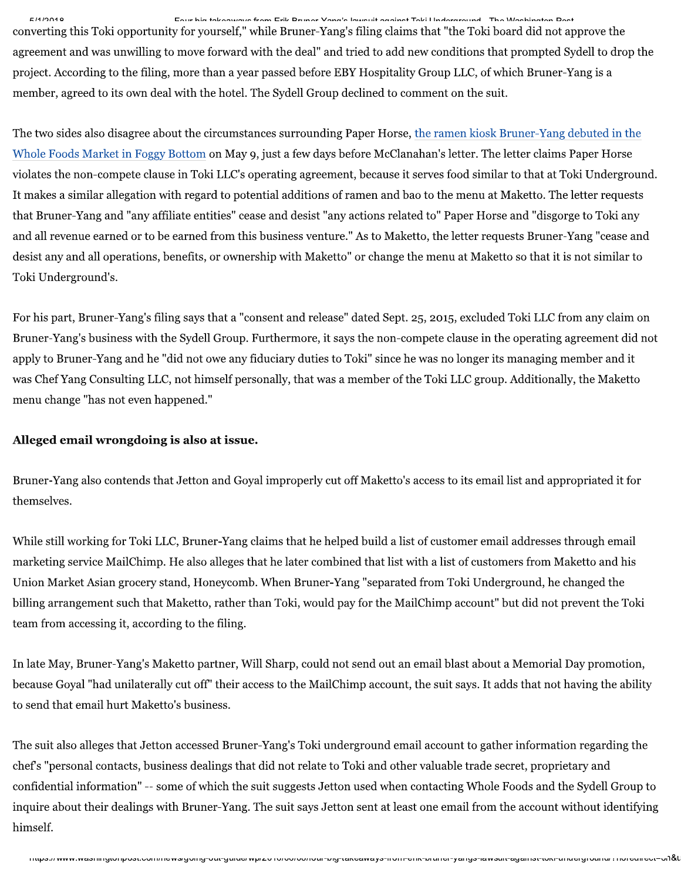converting this Toki opportunity for yourself," while Bruner-Yang's filing claims that "the Toki board did not approve the agreement and was unwilling to move forward with the deal" and tried to add new conditions that prompted Sydell to drop the project. According to the filing, more than a year passed before EBY Hospitality Group LLC, of which Bruner-Yang is a member, agreed to its own deal with the hotel. The Sydell Group declined to comment on the suit.

The two sides also disagree about the circumstances surrounding Paper Horse, the ramen kiosk Bruner-Yang debuted in the Whole Foods Market in Foggy Bottom on May 9, just a few days before McClanahan's letter. The letter claims Paper Horse violates the non-compete clause in Toki LLC's operating agreement, because it serves food similar to that at Toki Underground. It makes a similar allegation with regard to potential additions of ramen and bao to the menu at Maketto. The letter requests that Bruner-Yang and "any affiliate entities" cease and desist "any actions related to" Paper Horse and "disgorge to Toki any and all revenue earned or to be earned from this business venture." As to Maketto, the letter requests Bruner-Yang "cease and desist any and all operations, benefits, or ownership with Maketto" or change the menu at Maketto so that it is not similar to Toki Underground's.

For his part, Bruner-Yang's filing says that a "consent and release" dated Sept. 25, 2015, excluded Toki LLC from any claim on Bruner-Yang's business with the Sydell Group. Furthermore, it says the non-compete clause in the operating agreement did not apply to Bruner-Yang and he "did not owe any fiduciary duties to Toki" since he was no longer its managing member and it was Chef Yang Consulting LLC, not himself personally, that was a member of the Toki LLC group. Additionally, the Maketto menu change "has not even happened."

**Alleged email wrongdoing is also at issue.**

Bruner-Yang also contends that Jetton and Goyal improperly cut off Maketto's access to its email list and appropriated it for themselves.

While still working for Toki LLC, Bruner-Yang claims that he helped build a list of customer email addresses through email marketing service MailChimp. He also alleges that he later combined that list with a list of customers from Maketto and his Union Market Asian grocery stand, Honeycomb. When Bruner-Yang "separated from Toki Underground, he changed the billing arrangement such that Maketto, rather than Toki, would pay for the MailChimp account" but did not prevent the Toki team from accessing it, according to the filing.

In late May, Bruner-Yang's Maketto partner, Will Sharp, could not send out an email blast about a Memorial Day promotion, because Goyal "had unilaterally cut off" their access to the MailChimp account, the suit says. It adds that not having the ability to send that email hurt Maketto's business.

The suit also alleges that Jetton accessed Bruner-Yang's Toki underground email account to gather information regarding the chef's "personal contacts, business dealings that did not relate to Toki and other valuable trade secret, proprietary and confidential information" -- some of which the suit suggests Jetton used when contacting Whole Foods and the Sydell Group to inquire about their dealings with Bruner-Yang. The suit says Jetton sent at least one email from the account without identifying himself.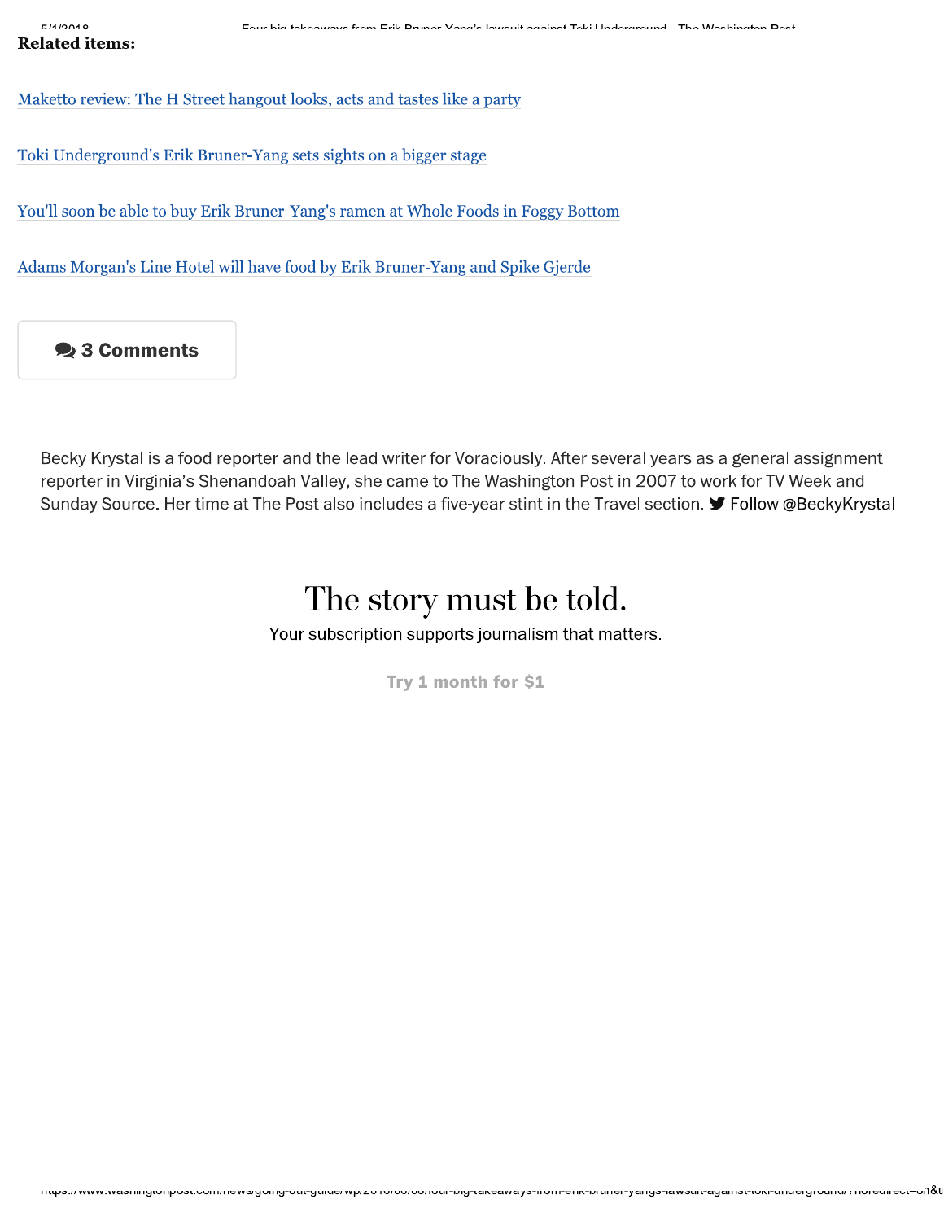**Related items:**

Maketto review: The H Street hangout looks, acts and tastes like a party

Toki Underground's Erik Bruner-Yang sets sights on a bigger stage

You'll soon be able to buy Erik Bruner-Yang's ramen at Whole Foods in Foggy Bottom

Adams Morgan's Line Hotel will have food by Erik Bruner-Yang and Spike Gjerde

3 Comments

Becky Krystal is a food reporter and the lead writer for Voraciously. After several years as a general assignment reporter in Virginia's Shenandoah Valley, she came to The Washington Post in 2007 to work for TV Week and Sunday Source. Her time at The Post also includes a five-year stint in the Travel section. Follow @BeckyKrystal

The story must be told.

Your subscription supports journalism that matters.

Try 1 month for $1